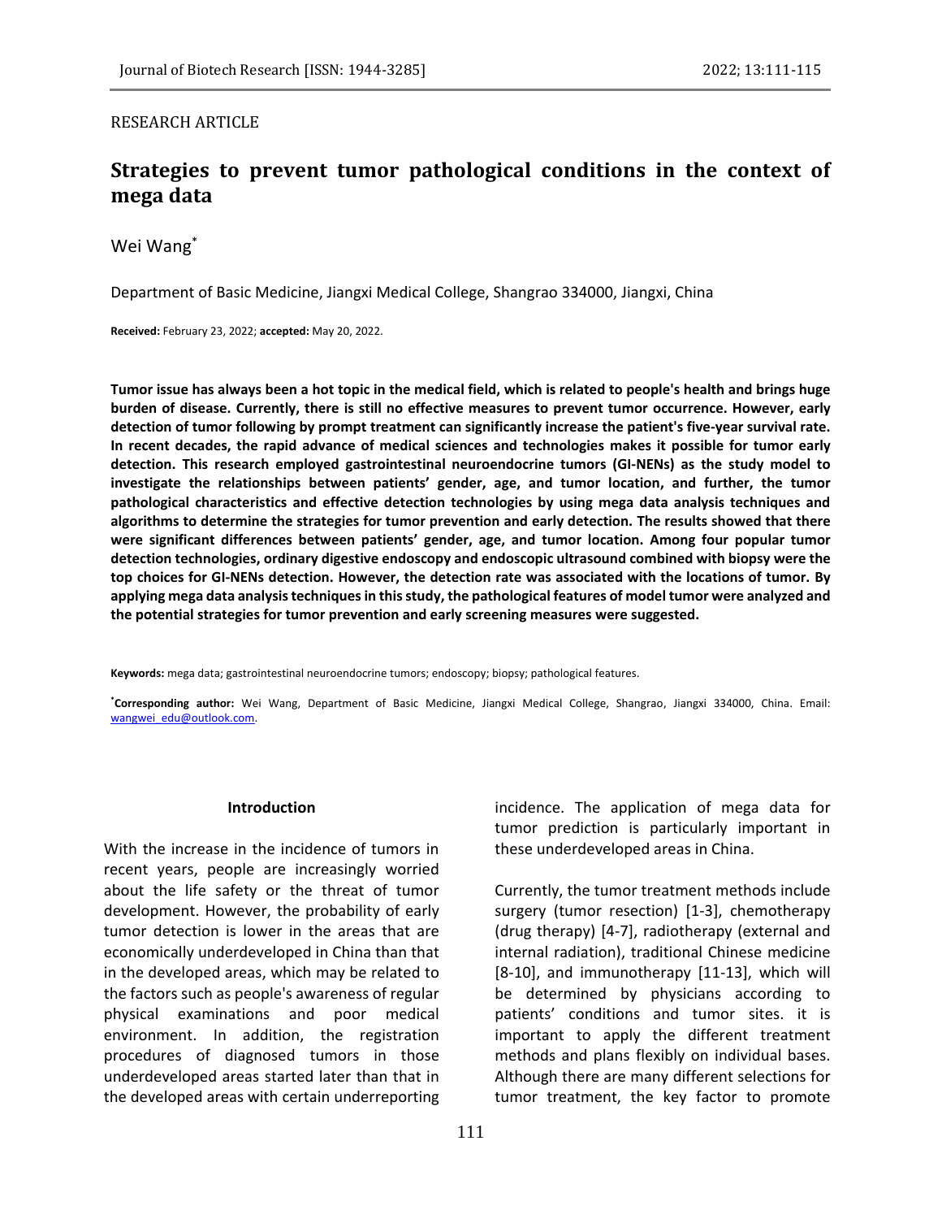RESEARCH ARTICLE

# Strategies to prevent tumor pathological conditions in the context of mega data

Wei Wang*

Department of Basic Medicine, Jiangxi Medical College, Shangrao 334000, Jiangxi, China

**Received:** February 23, 2022; **accepted:** May 20, 2022.

**Tumor issue has always been a hot topic in the medical field, which is related to people's health and brings huge burden of disease. Currently, there is still no effective measures to prevent tumor occurrence. However, early detection of tumor following by prompt treatment can significantly increase the patient's five-year survival rate. In recent decades, the rapid advance of medical sciences and technologies makes it possible for tumor early detection. This research employed gastrointestinal neuroendocrine tumors (GI-NENs) as the study model to investigate the relationships between patients' gender, age, and tumor location, and further, the tumor pathological characteristics and effective detection technologies by using mega data analysis techniques and algorithms to determine the strategies for tumor prevention and early detection. The results showed that there were significant differences between patients' gender, age, and tumor location. Among four popular tumor detection technologies, ordinary digestive endoscopy and endoscopic ultrasound combined with biopsy were the top choices for GI-NENs detection. However, the detection rate was associated with the locations of tumor. By applying mega data analysis techniques in this study, the pathological features of model tumor were analyzed and the potential strategies for tumor prevention and early screening measures were suggested.**

**Keywords:** mega data; gastrointestinal neuroendocrine tumors; endoscopy; biopsy; pathological features.

***Corresponding author:** Wei Wang, Department of Basic Medicine, Jiangxi Medical College, Shangrao, Jiangxi 334000, China. Email: wangwei_edu@outlook.com.

## Introduction

With the increase in the incidence of tumors in recent years, people are increasingly worried about the life safety or the threat of tumor development. However, the probability of early tumor detection is lower in the areas that are economically underdeveloped in China than that in the developed areas, which may be related to the factors such as people's awareness of regular physical examinations and poor medical environment. In addition, the registration procedures of diagnosed tumors in those underdeveloped areas started later than that in the developed areas with certain underreporting incidence. The application of mega data for tumor prediction is particularly important in these underdeveloped areas in China.

Currently, the tumor treatment methods include surgery (tumor resection) [1-3], chemotherapy (drug therapy) [4-7], radiotherapy (external and internal radiation), traditional Chinese medicine [8-10], and immunotherapy [11-13], which will be determined by physicians according to patients' conditions and tumor sites. it is important to apply the different treatment methods and plans flexibly on individual bases. Although there are many different selections for tumor treatment, the key factor to promote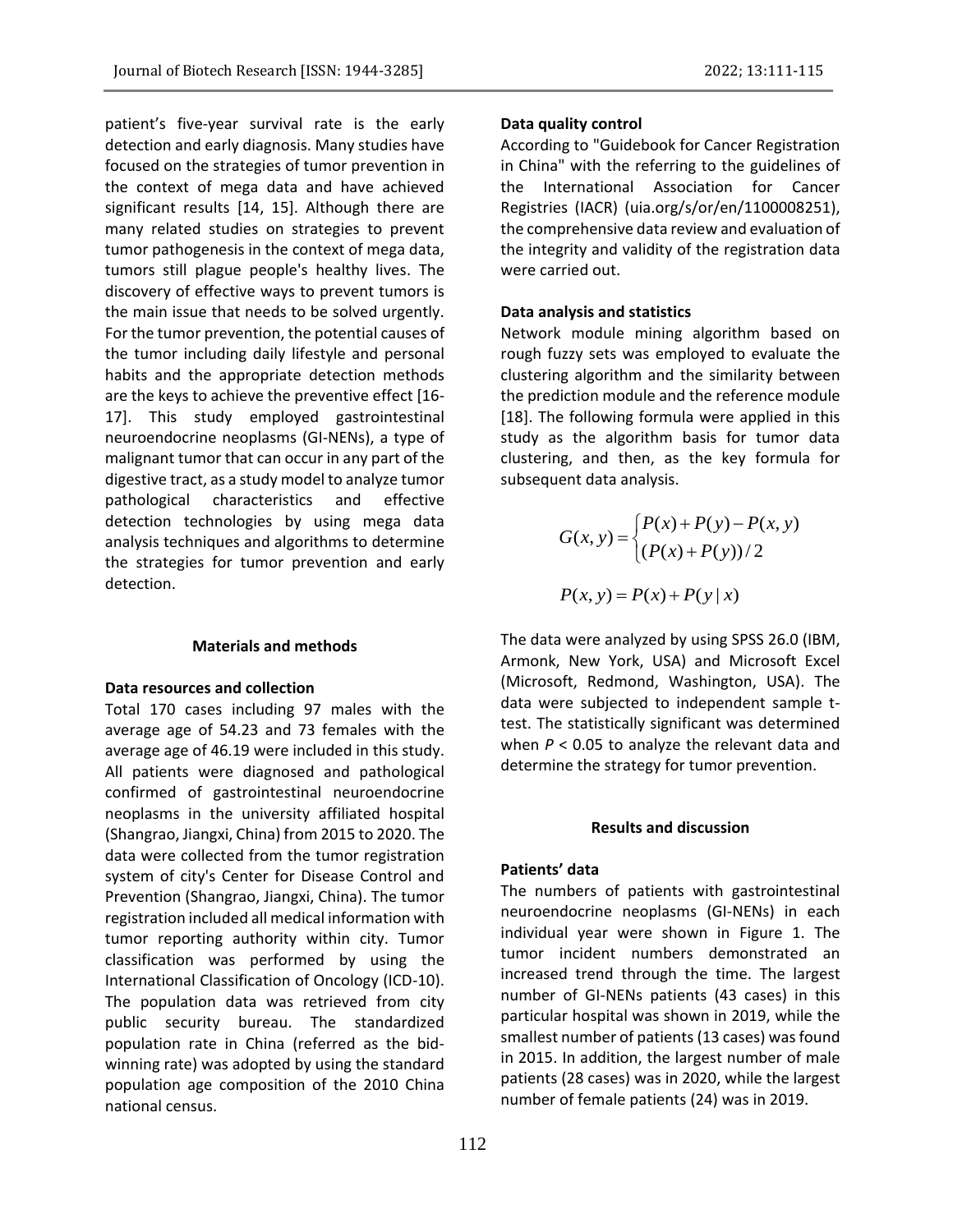patient's five-year survival rate is the early detection and early diagnosis. Many studies have focused on the strategies of tumor prevention in the context of mega data and have achieved significant results [14, 15]. Although there are many related studies on strategies to prevent tumor pathogenesis in the context of mega data, tumors still plague people's healthy lives. The discovery of effective ways to prevent tumors is the main issue that needs to be solved urgently. For the tumor prevention, the potential causes of the tumor including daily lifestyle and personal habits and the appropriate detection methods are the keys to achieve the preventive effect [16-17]. This study employed gastrointestinal neuroendocrine neoplasms (GI-NENs), a type of malignant tumor that can occur in any part of the digestive tract, as a study model to analyze tumor pathological characteristics and effective detection technologies by using mega data analysis techniques and algorithms to determine the strategies for tumor prevention and early detection.

## Materials and methods

### Data resources and collection

Total 170 cases including 97 males with the average age of 54.23 and 73 females with the average age of 46.19 were included in this study. All patients were diagnosed and pathological confirmed of gastrointestinal neuroendocrine neoplasms in the university affiliated hospital (Shangrao, Jiangxi, China) from 2015 to 2020. The data were collected from the tumor registration system of city's Center for Disease Control and Prevention (Shangrao, Jiangxi, China). The tumor registration included all medical information with tumor reporting authority within city. Tumor classification was performed by using the International Classification of Oncology (ICD-10). The population data was retrieved from city public security bureau. The standardized population rate in China (referred as the bid-winning rate) was adopted by using the standard population age composition of the 2010 China national census.

### Data quality control

According to "Guidebook for Cancer Registration in China" with the referring to the guidelines of the International Association for Cancer Registries (IACR) (uia.org/s/or/en/1100008251), the comprehensive data review and evaluation of the integrity and validity of the registration data were carried out.

### Data analysis and statistics

Network module mining algorithm based on rough fuzzy sets was employed to evaluate the clustering algorithm and the similarity between the prediction module and the reference module [18]. The following formula were applied in this study as the algorithm basis for tumor data clustering, and then, as the key formula for subsequent data analysis.

$$G(x,y) = \begin{cases} P(x) + P(y) - P(x,y) \\ (P(x) + P(y))/2 \end{cases}$$

$$P(x,y) = P(x) + P(y \mid x)$$

The data were analyzed by using SPSS 26.0 (IBM, Armonk, New York, USA) and Microsoft Excel (Microsoft, Redmond, Washington, USA). The data were subjected to independent sample t-test. The statistically significant was determined when $P < 0.05$ to analyze the relevant data and determine the strategy for tumor prevention.

## Results and discussion

### Patients' data

The numbers of patients with gastrointestinal neuroendocrine neoplasms (GI-NENs) in each individual year were shown in Figure 1. The tumor incident numbers demonstrated an increased trend through the time. The largest number of GI-NENs patients (43 cases) in this particular hospital was shown in 2019, while the smallest number of patients (13 cases) was found in 2015. In addition, the largest number of male patients (28 cases) was in 2020, while the largest number of female patients (24) was in 2019.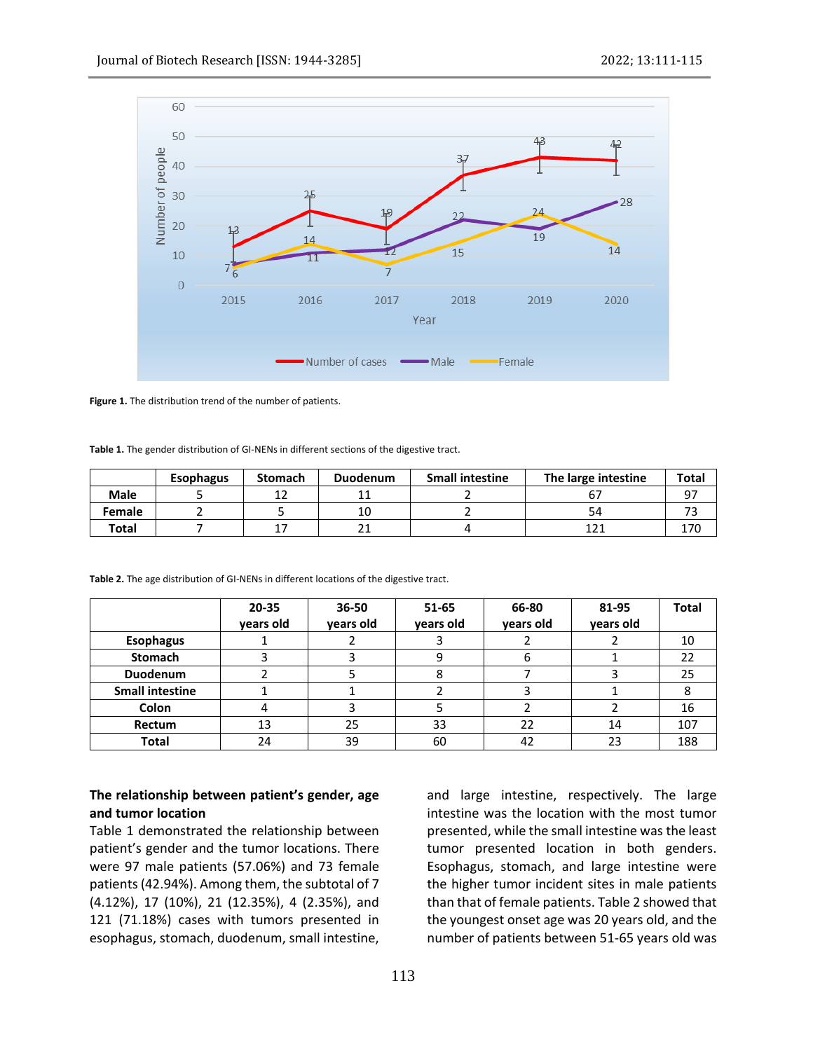60
50
40
30
20
10
0

Number of people

2015 2016 2017 2018 2019 2020

Year

13 25 19 37 43 42
7 11 12 22 19 28
6 14 7 15 24 14

Number of cases
Male
Female

**Figure 1.** The distribution trend of the number of patients.

**Table 1.** The gender distribution of GI-NENs in different sections of the digestive tract.

| | Esophagus | Stomach | Duodenum | Small intestine | The large intestine | Total |
|---|---|---|---|---|---|---|
| **Male** | 5 | 12 | 11 | 2 | 67 | 97 |
| **Female** | 2 | 5 | 10 | 2 | 54 | 73 |
| **Total** | 7 | 17 | 21 | 4 | 121 | 170 |

**Table 2.** The age distribution of GI-NENs in different locations of the digestive tract.

| | 20-35 years old | 36-50 years old | 51-65 years old | 66-80 years old | 81-95 years old | Total |
|---|---|---|---|---|---|---|
| **Esophagus** | 1 | 2 | 3 | 2 | 2 | 10 |
| **Stomach** | 3 | 3 | 9 | 6 | 1 | 22 |
| **Duodenum** | 2 | 5 | 8 | 7 | 3 | 25 |
| **Small intestine** | 1 | 1 | 2 | 3 | 1 | 8 |
| **Colon** | 4 | 3 | 5 | 2 | 2 | 16 |
| **Rectum** | 13 | 25 | 33 | 22 | 14 | 107 |
| **Total** | 24 | 39 | 60 | 42 | 23 | 188 |

### The relationship between patient's gender, age and tumor location

Table 1 demonstrated the relationship between patient's gender and the tumor locations. There were 97 male patients (57.06%) and 73 female patients (42.94%). Among them, the subtotal of 7 (4.12%), 17 (10%), 21 (12.35%), 4 (2.35%), and 121 (71.18%) cases with tumors presented in esophagus, stomach, duodenum, small intestine, and large intestine, respectively. The large intestine was the location with the most tumor presented, while the small intestine was the least tumor presented location in both genders. Esophagus, stomach, and large intestine were the higher tumor incident sites in male patients than that of female patients. Table 2 showed that the youngest onset age was 20 years old, and the number of patients between 51-65 years old was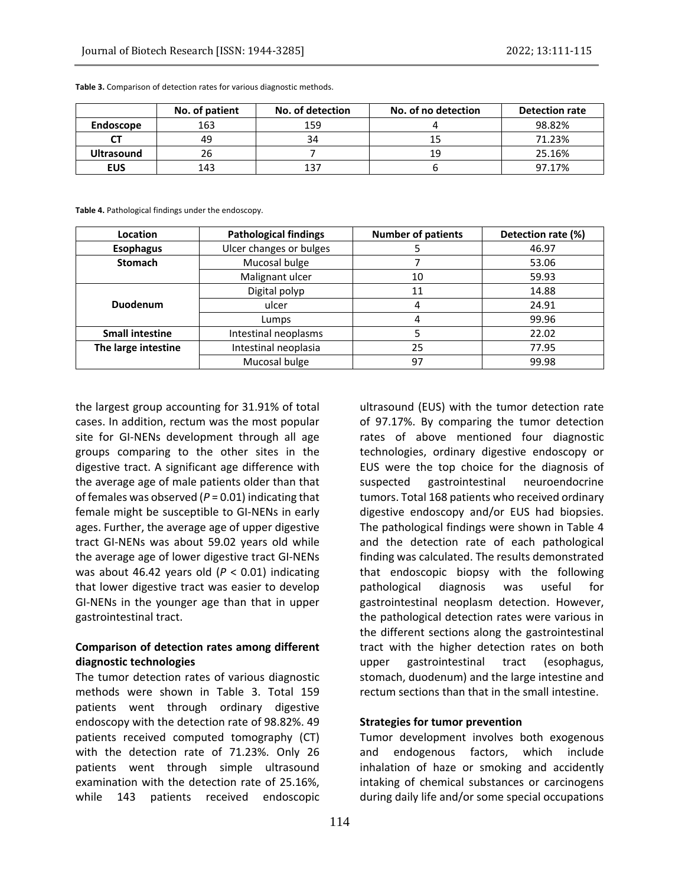**Table 3.** Comparison of detection rates for various diagnostic methods.

| | No. of patient | No. of detection | No. of no detection | Detection rate |
|---|---|---|---|---|
| **Endoscope** | 163 | 159 | 4 | 98.82% |
| **CT** | 49 | 34 | 15 | 71.23% |
| **Ultrasound** | 26 | 7 | 19 | 25.16% |
| **EUS** | 143 | 137 | 6 | 97.17% |

**Table 4.** Pathological findings under the endoscopy.

| Location | Pathological findings | Number of patients | Detection rate (%) |
|---|---|---|---|
| **Esophagus** | Ulcer changes or bulges | 5 | 46.97 |
| **Stomach** | Mucosal bulge | 7 | 53.06 |
| | Malignant ulcer | 10 | 59.93 |
| **Duodenum** | Digital polyp | 11 | 14.88 |
| | ulcer | 4 | 24.91 |
| | Lumps | 4 | 99.96 |
| **Small intestine** | Intestinal neoplasms | 5 | 22.02 |
| **The large intestine** | Intestinal neoplasia | 25 | 77.95 |
| | Mucosal bulge | 97 | 99.98 |

the largest group accounting for 31.91% of total cases. In addition, rectum was the most popular site for GI-NENs development through all age groups comparing to the other sites in the digestive tract. A significant age difference with the average age of male patients older than that of females was observed ($P = 0.01$) indicating that female might be susceptible to GI-NENs in early ages. Further, the average age of upper digestive tract GI-NENs was about 59.02 years old while the average age of lower digestive tract GI-NENs was about 46.42 years old ($P < 0.01$) indicating that lower digestive tract was easier to develop GI-NENs in the younger age than that in upper gastrointestinal tract.

**Comparison of detection rates among different diagnostic technologies**

The tumor detection rates of various diagnostic methods were shown in Table 3. Total 159 patients went through ordinary digestive endoscopy with the detection rate of 98.82%. 49 patients received computed tomography (CT) with the detection rate of 71.23%. Only 26 patients went through simple ultrasound examination with the detection rate of 25.16%, while 143 patients received endoscopic ultrasound (EUS) with the tumor detection rate of 97.17%. By comparing the tumor detection rates of above mentioned four diagnostic technologies, ordinary digestive endoscopy or EUS were the top choice for the diagnosis of suspected gastrointestinal neuroendocrine tumors. Total 168 patients who received ordinary digestive endoscopy and/or EUS had biopsies. The pathological findings were shown in Table 4 and the detection rate of each pathological finding was calculated. The results demonstrated that endoscopic biopsy with the following pathological diagnosis was useful for gastrointestinal neoplasm detection. However, the pathological detection rates were various in the different sections along the gastrointestinal tract with the higher detection rates on both upper gastrointestinal tract (esophagus, stomach, duodenum) and the large intestine and rectum sections than that in the small intestine.

**Strategies for tumor prevention**

Tumor development involves both exogenous and endogenous factors, which include inhalation of haze or smoking and accidently intaking of chemical substances or carcinogens during daily life and/or some special occupations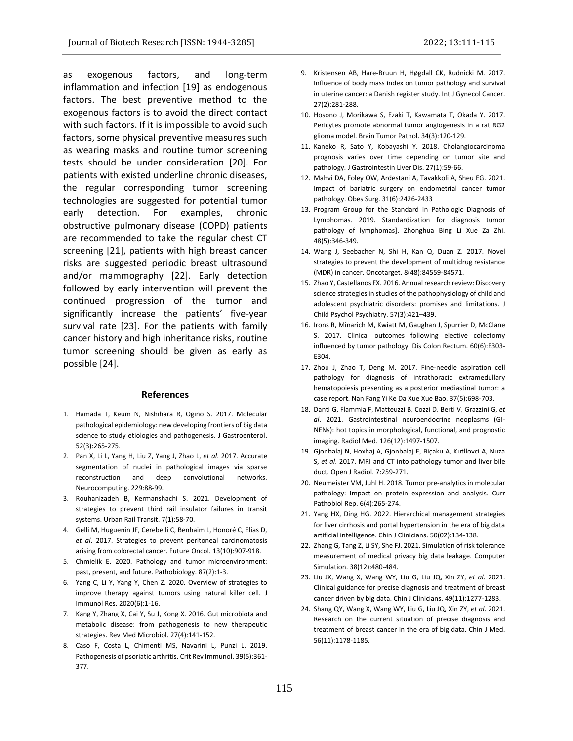as exogenous factors, and long-term inflammation and infection [19] as endogenous factors. The best preventive method to the exogenous factors is to avoid the direct contact with such factors. If it is impossible to avoid such factors, some physical preventive measures such as wearing masks and routine tumor screening tests should be under consideration [20]. For patients with existed underline chronic diseases, the regular corresponding tumor screening technologies are suggested for potential tumor early detection. For examples, chronic obstructive pulmonary disease (COPD) patients are recommended to take the regular chest CT screening [21], patients with high breast cancer risks are suggested periodic breast ultrasound and/or mammography [22]. Early detection followed by early intervention will prevent the continued progression of the tumor and significantly increase the patients' five-year survival rate [23]. For the patients with family cancer history and high inheritance risks, routine tumor screening should be given as early as possible [24].

## References

1. Hamada T, Keum N, Nishihara R, Ogino S. 2017. Molecular pathological epidemiology: new developing frontiers of big data science to study etiologies and pathogenesis. J Gastroenterol. 52(3):265-275.
2. Pan X, Li L, Yang H, Liu Z, Yang J, Zhao L, *et al*. 2017. Accurate segmentation of nuclei in pathological images via sparse reconstruction and deep convolutional networks. Neurocomputing. 229:88-99.
3. Rouhanizadeh B, Kermanshachi S. 2021. Development of strategies to prevent third rail insulator failures in transit systems. Urban Rail Transit. 7(1):58-70.
4. Gelli M, Huguenin JF, Cerebelli C, Benhaim L, Honoré C, Elias D, *et al*. 2017. Strategies to prevent peritoneal carcinomatosis arising from colorectal cancer. Future Oncol. 13(10):907-918.
5. Chmielik E. 2020. Pathology and tumor microenvironment: past, present, and future. Pathobiology. 87(2):1-3.
6. Yang C, Li Y, Yang Y, Chen Z. 2020. Overview of strategies to improve therapy against tumors using natural killer cell. J Immunol Res. 2020(6):1-16.
7. Kang Y, Zhang X, Cai Y, Su J, Kong X. 2016. Gut microbiota and metabolic disease: from pathogenesis to new therapeutic strategies. Rev Med Microbiol. 27(4):141-152.
8. Caso F, Costa L, Chimenti MS, Navarini L, Punzi L. 2019. Pathogenesis of psoriatic arthritis. Crit Rev Immunol. 39(5):361-377.
9. Kristensen AB, Hare-Bruun H, Høgdall CK, Rudnicki M. 2017. Influence of body mass index on tumor pathology and survival in uterine cancer: a Danish register study. Int J Gynecol Cancer. 27(2):281-288.
10. Hosono J, Morikawa S, Ezaki T, Kawamata T, Okada Y. 2017. Pericytes promote abnormal tumor angiogenesis in a rat RG2 glioma model. Brain Tumor Pathol. 34(3):120-129.
11. Kaneko R, Sato Y, Kobayashi Y. 2018. Cholangiocarcinoma prognosis varies over time depending on tumor site and pathology. J Gastrointestin Liver Dis. 27(1):59-66.
12. Mahvi DA, Foley OW, Ardestani A, Tavakkoli A, Sheu EG. 2021. Impact of bariatric surgery on endometrial cancer tumor pathology. Obes Surg. 31(6):2426-2433
13. Program Group for the Standard in Pathologic Diagnosis of Lymphomas. 2019. Standardization for diagnosis tumor pathology of lymphomas]. Zhonghua Bing Li Xue Za Zhi. 48(5):346-349.
14. Wang J, Seebacher N, Shi H, Kan Q, Duan Z. 2017. Novel strategies to prevent the development of multidrug resistance (MDR) in cancer. Oncotarget. 8(48):84559-84571.
15. Zhao Y, Castellanos FX. 2016. Annual research review: Discovery science strategies in studies of the pathophysiology of child and adolescent psychiatric disorders: promises and limitations. J Child Psychol Psychiatry. 57(3):421–439.
16. Irons R, Minarich M, Kwiatt M, Gaughan J, Spurrier D, McClane S. 2017. Clinical outcomes following elective colectomy influenced by tumor pathology. Dis Colon Rectum. 60(6):E303-E304.
17. Zhou J, Zhao T, Deng M. 2017. Fine-needle aspiration cell pathology for diagnosis of intrathoracic extramedullary hematopoiesis presenting as a posterior mediastinal tumor: a case report. Nan Fang Yi Ke Da Xue Xue Bao. 37(5):698-703.
18. Danti G, Flammia F, Matteuzzi B, Cozzi D, Berti V, Grazzini G, *et al*. 2021. Gastrointestinal neuroendocrine neoplasms (GI-NENs): hot topics in morphological, functional, and prognostic imaging. Radiol Med. 126(12):1497-1507.
19. Gjonbalaj N, Hoxhaj A, Gjonbalaj E, Biçaku A, Kutllovci A, Nuza S, *et al*. 2017. MRI and CT into pathology tumor and liver bile duct. Open J Radiol. 7:259-271.
20. Neumeister VM, Juhl H. 2018. Tumor pre-analytics in molecular pathology: Impact on protein expression and analysis. Curr Pathobiol Rep. 6(4):265-274.
21. Yang HX, Ding HG. 2022. Hierarchical management strategies for liver cirrhosis and portal hypertension in the era of big data artificial intelligence. Chin J Clinicians. 50(02):134-138.
22. Zhang G, Tang Z, Li SY, She FJ. 2021. Simulation of risk tolerance measurement of medical privacy big data leakage. Computer Simulation. 38(12):480-484.
23. Liu JX, Wang X, Wang WY, Liu G, Liu JQ, Xin ZY, *et al*. 2021. Clinical guidance for precise diagnosis and treatment of breast cancer driven by big data. Chin J Clinicians. 49(11):1277-1283.
24. Shang QY, Wang X, Wang WY, Liu G, Liu JQ, Xin ZY, *et al*. 2021. Research on the current situation of precise diagnosis and treatment of breast cancer in the era of big data. Chin J Med. 56(11):1178-1185.